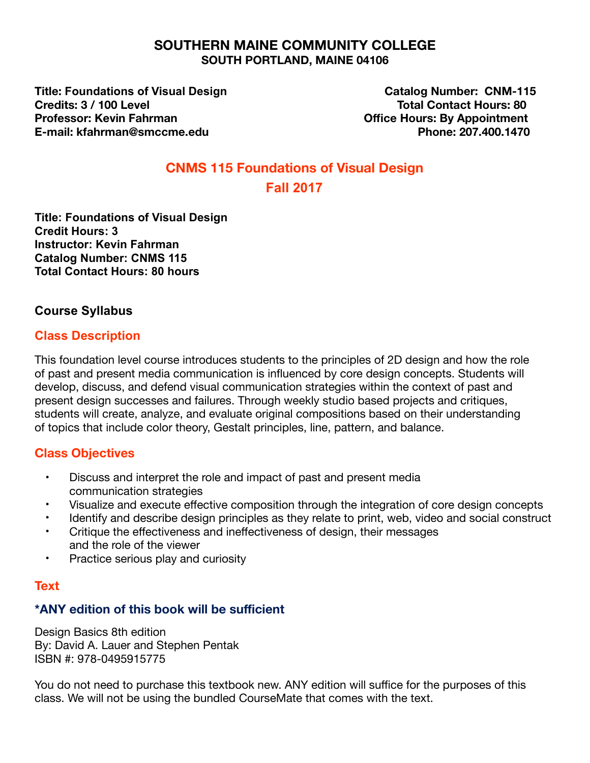# SOUTHERN MAINE COMMUNITY COLLEGE
## SOUTH PORTLAND, MAINE 04106

**Title: Foundations of Visual Design**
**Catalog Number: CNM-115**
**Credits: 3 / 100 Level**
**Total Contact Hours: 80**
**Professor: Kevin Fahrman**
**Office Hours: By Appointment**
**E-mail: kfahrman@smccme.edu**
**Phone: 207.400.1470**

## CNMS 115 Foundations of Visual Design
## Fall 2017

**Title: Foundations of Visual Design**
**Credit Hours: 3**
**Instructor: Kevin Fahrman**
**Catalog Number: CNMS 115**
**Total Contact Hours: 80 hours**

### Course Syllabus

### Class Description

This foundation level course introduces students to the principles of 2D design and how the role of past and present media communication is influenced by core design concepts. Students will develop, discuss, and defend visual communication strategies within the context of past and present design successes and failures. Through weekly studio based projects and critiques, students will create, analyze, and evaluate original compositions based on their understanding of topics that include color theory, Gestalt principles, line, pattern, and balance.

### Class Objectives

- Discuss and interpret the role and impact of past and present media communication strategies
- Visualize and execute effective composition through the integration of core design concepts
- Identify and describe design principles as they relate to print, web, video and social construct
- Critique the effectiveness and ineffectiveness of design, their messages and the role of the viewer
- Practice serious play and curiosity

### Text

#### *ANY edition of this book will be sufficient

Design Basics 8th edition
By: David A. Lauer and Stephen Pentak
ISBN #: 978-0495915775

You do not need to purchase this textbook new. ANY edition will suffice for the purposes of this class. We will not be using the bundled CourseMate that comes with the text.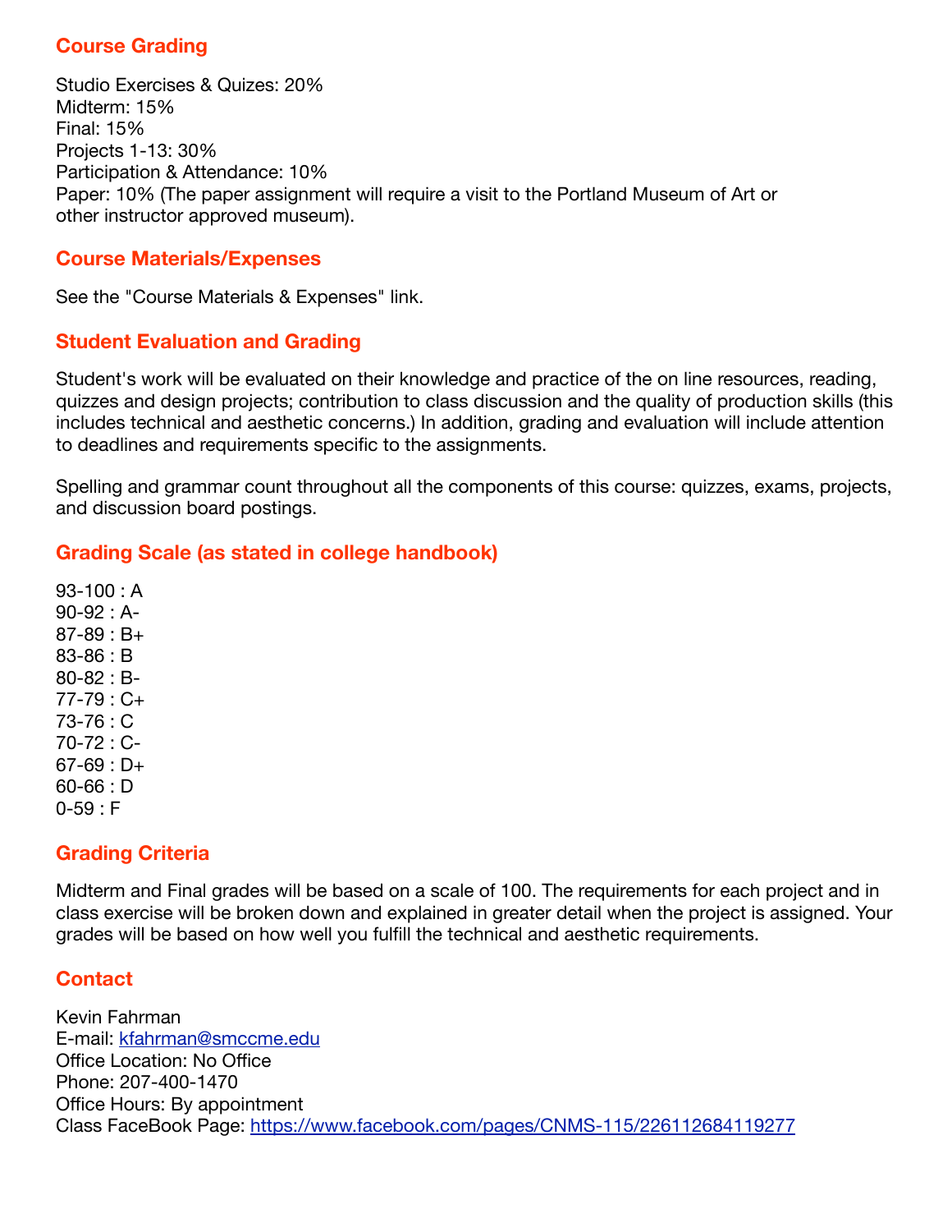## Course Grading

Studio Exercises & Quizes: 20%
Midterm: 15%
Final: 15%
Projects 1-13: 30%
Participation & Attendance: 10%
Paper: 10% (The paper assignment will require a visit to the Portland Museum of Art or other instructor approved museum).

## Course Materials/Expenses

See the "Course Materials & Expenses" link.

## Student Evaluation and Grading

Student's work will be evaluated on their knowledge and practice of the on line resources, reading, quizzes and design projects; contribution to class discussion and the quality of production skills (this includes technical and aesthetic concerns.) In addition, grading and evaluation will include attention to deadlines and requirements specific to the assignments.

Spelling and grammar count throughout all the components of this course: quizzes, exams, projects, and discussion board postings.

## Grading Scale (as stated in college handbook)

93-100 : A
90-92 : A-
87-89 : B+
83-86 : B
80-82 : B-
77-79 : C+
73-76 : C
70-72 : C-
67-69 : D+
60-66 : D
0-59 : F

## Grading Criteria

Midterm and Final grades will be based on a scale of 100. The requirements for each project and in class exercise will be broken down and explained in greater detail when the project is assigned. Your grades will be based on how well you fulfill the technical and aesthetic requirements.

## Contact

Kevin Fahrman
E-mail: kfahrman@smccme.edu
Office Location: No Office
Phone: 207-400-1470
Office Hours: By appointment
Class FaceBook Page: https://www.facebook.com/pages/CNMS-115/226112684119277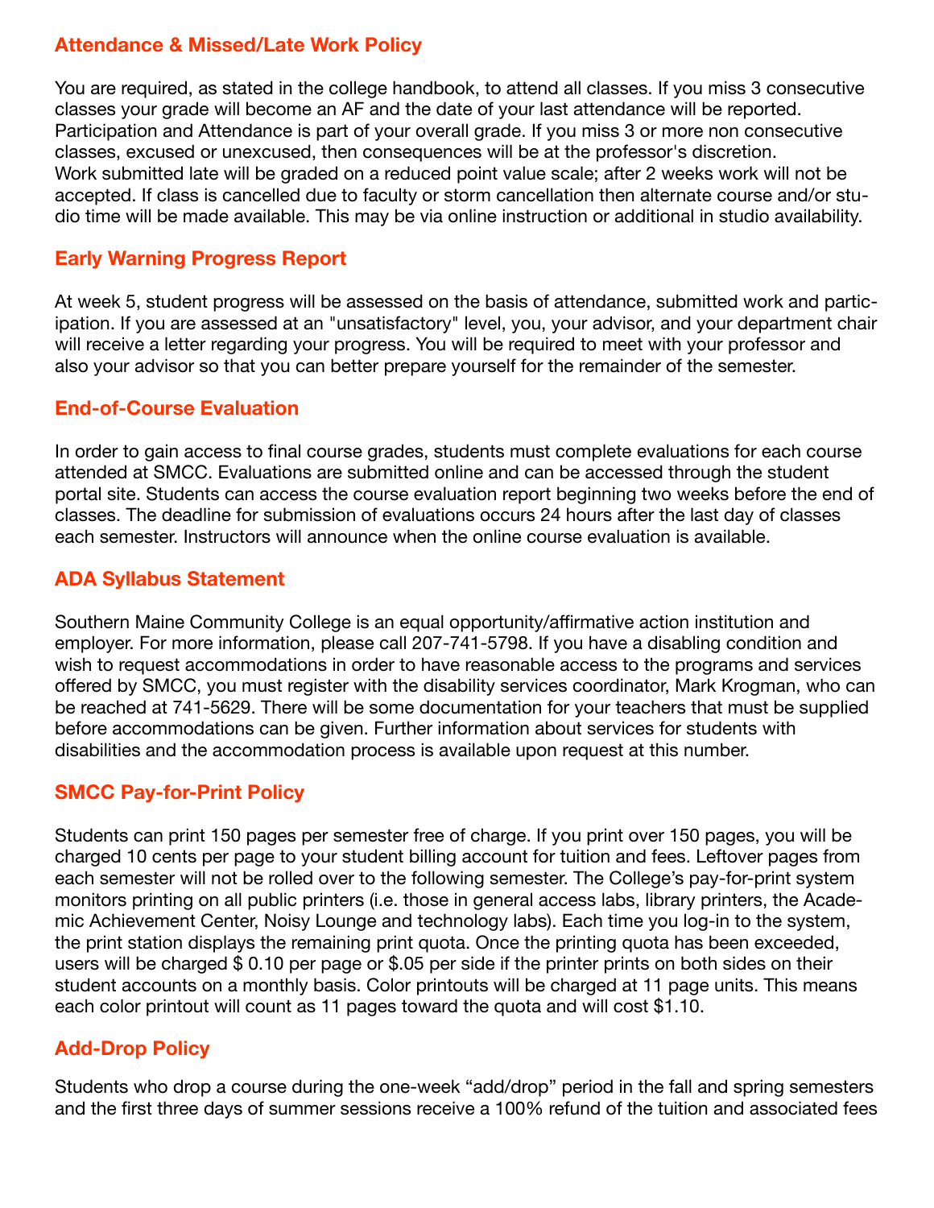## Attendance & Missed/Late Work Policy

You are required, as stated in the college handbook, to attend all classes. If you miss 3 consecutive classes your grade will become an AF and the date of your last attendance will be reported. Participation and Attendance is part of your overall grade. If you miss 3 or more non consecutive classes, excused or unexcused, then consequences will be at the professor's discretion. Work submitted late will be graded on a reduced point value scale; after 2 weeks work will not be accepted. If class is cancelled due to faculty or storm cancellation then alternate course and/or studio time will be made available. This may be via online instruction or additional in studio availability.

## Early Warning Progress Report

At week 5, student progress will be assessed on the basis of attendance, submitted work and participation. If you are assessed at an "unsatisfactory" level, you, your advisor, and your department chair will receive a letter regarding your progress. You will be required to meet with your professor and also your advisor so that you can better prepare yourself for the remainder of the semester.

## End-of-Course Evaluation

In order to gain access to final course grades, students must complete evaluations for each course attended at SMCC. Evaluations are submitted online and can be accessed through the student portal site. Students can access the course evaluation report beginning two weeks before the end of classes. The deadline for submission of evaluations occurs 24 hours after the last day of classes each semester. Instructors will announce when the online course evaluation is available.

## ADA Syllabus Statement

Southern Maine Community College is an equal opportunity/affirmative action institution and employer. For more information, please call 207-741-5798. If you have a disabling condition and wish to request accommodations in order to have reasonable access to the programs and services offered by SMCC, you must register with the disability services coordinator, Mark Krogman, who can be reached at 741-5629. There will be some documentation for your teachers that must be supplied before accommodations can be given. Further information about services for students with disabilities and the accommodation process is available upon request at this number.

## SMCC Pay-for-Print Policy

Students can print 150 pages per semester free of charge. If you print over 150 pages, you will be charged 10 cents per page to your student billing account for tuition and fees. Leftover pages from each semester will not be rolled over to the following semester. The College's pay-for-print system monitors printing on all public printers (i.e. those in general access labs, library printers, the Academic Achievement Center, Noisy Lounge and technology labs). Each time you log-in to the system, the print station displays the remaining print quota. Once the printing quota has been exceeded, users will be charged $ 0.10 per page or $.05 per side if the printer prints on both sides on their student accounts on a monthly basis. Color printouts will be charged at 11 page units. This means each color printout will count as 11 pages toward the quota and will cost $1.10.

## Add-Drop Policy

Students who drop a course during the one-week "add/drop" period in the fall and spring semesters and the first three days of summer sessions receive a 100% refund of the tuition and associated fees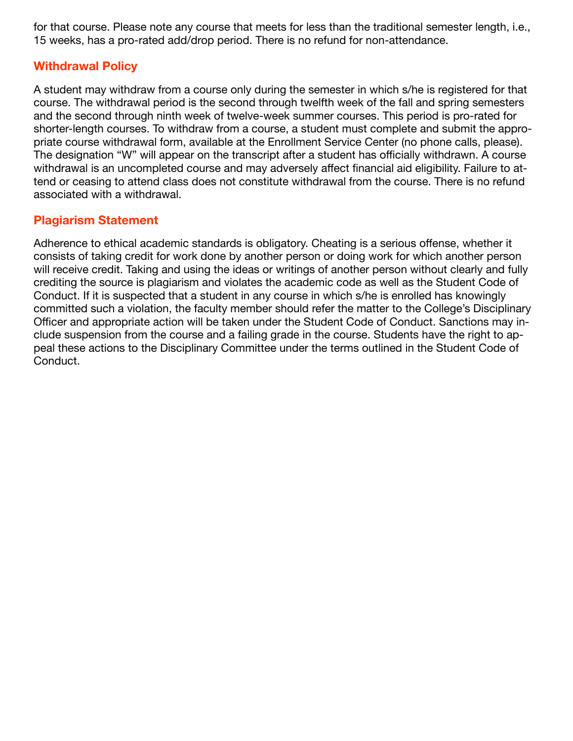for that course. Please note any course that meets for less than the traditional semester length, i.e., 15 weeks, has a pro-rated add/drop period. There is no refund for non-attendance.

## Withdrawal Policy

A student may withdraw from a course only during the semester in which s/he is registered for that course. The withdrawal period is the second through twelfth week of the fall and spring semesters and the second through ninth week of twelve-week summer courses. This period is pro-rated for shorter-length courses. To withdraw from a course, a student must complete and submit the appropriate course withdrawal form, available at the Enrollment Service Center (no phone calls, please). The designation "W" will appear on the transcript after a student has officially withdrawn. A course withdrawal is an uncompleted course and may adversely affect financial aid eligibility. Failure to attend or ceasing to attend class does not constitute withdrawal from the course. There is no refund associated with a withdrawal.

## Plagiarism Statement

Adherence to ethical academic standards is obligatory. Cheating is a serious offense, whether it consists of taking credit for work done by another person or doing work for which another person will receive credit. Taking and using the ideas or writings of another person without clearly and fully crediting the source is plagiarism and violates the academic code as well as the Student Code of Conduct. If it is suspected that a student in any course in which s/he is enrolled has knowingly committed such a violation, the faculty member should refer the matter to the College's Disciplinary Officer and appropriate action will be taken under the Student Code of Conduct. Sanctions may include suspension from the course and a failing grade in the course. Students have the right to appeal these actions to the Disciplinary Committee under the terms outlined in the Student Code of Conduct.